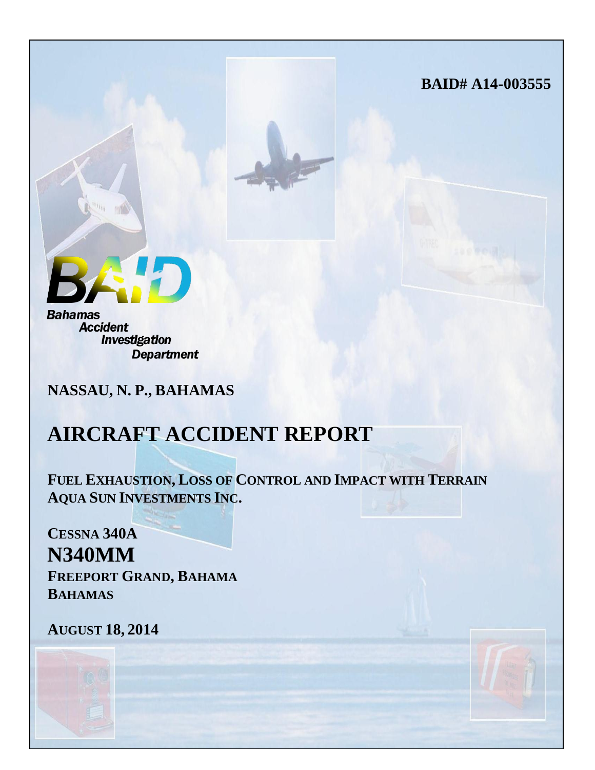BAID# A14-003555

Bahamas
Accident
Investigation
Department

**NASSAU, N. P., BAHAMAS**

# AIRCRAFT ACCIDENT REPORT

**FUEL EXHAUSTION, LOSS OF CONTROL AND IMPACT WITH TERRAIN**
**AQUA SUN INVESTMENTS INC.**

**CESSNA 340A**
**N340MM**
**FREEPORT GRAND, BAHAMA**
**BAHAMAS**

**AUGUST 18, 2014**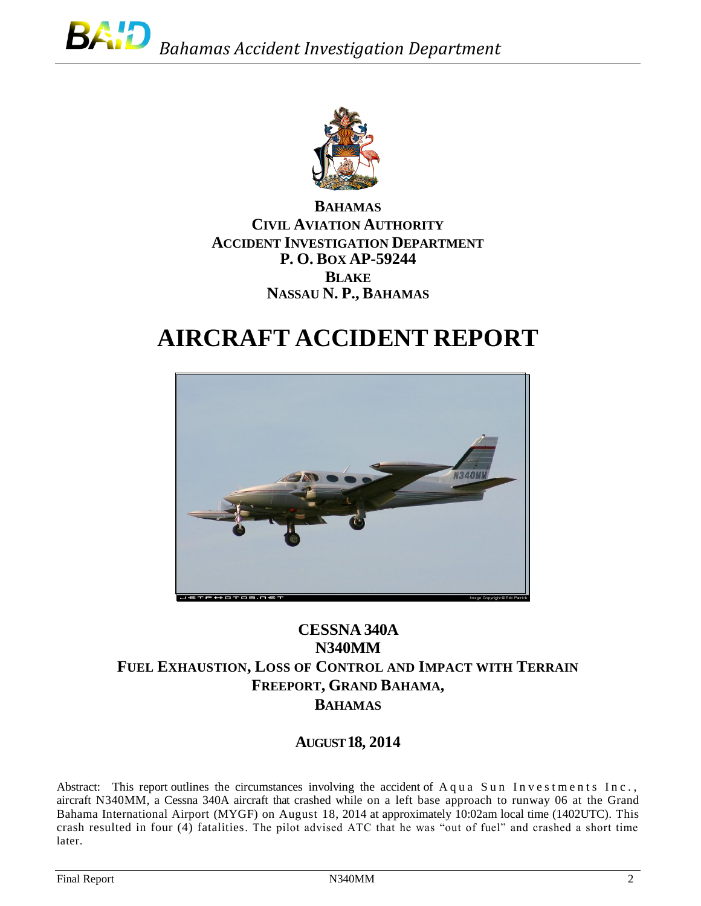# BAHAMAS
# CIVIL AVIATION AUTHORITY
# ACCIDENT INVESTIGATION DEPARTMENT

**P. O. BOX AP-59244**
**BLAKE**
**NASSAU N. P., BAHAMAS**

# AIRCRAFT ACCIDENT REPORT

**CESSNA 340A**
**N340MM**
**FUEL EXHAUSTION, LOSS OF CONTROL AND IMPACT WITH TERRAIN**
**FREEPORT, GRAND BAHAMA,**
**BAHAMAS**

**AUGUST 18, 2014**

Abstract: This report outlines the circumstances involving the accident of Aqua Sun Investments Inc., aircraft N340MM, a Cessna 340A aircraft that crashed while on a left base approach to runway 06 at the Grand Bahama International Airport (MYGF) on August 18, 2014 at approximately 10:02am local time (1402UTC). This crash resulted in four (4) fatalities. The pilot advised ATC that he was "out of fuel" and crashed a short time later.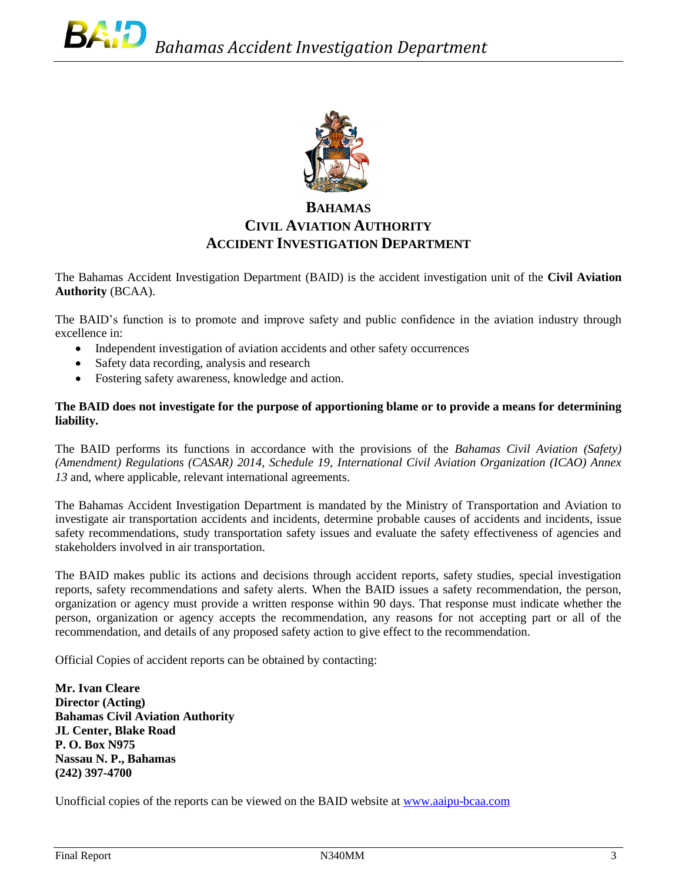# BAHAMAS
# CIVIL AVIATION AUTHORITY
# ACCIDENT INVESTIGATION DEPARTMENT

The Bahamas Accident Investigation Department (BAID) is the accident investigation unit of the **Civil Aviation Authority** (BCAA).

The BAID's function is to promote and improve safety and public confidence in the aviation industry through excellence in:

- Independent investigation of aviation accidents and other safety occurrences
- Safety data recording, analysis and research
- Fostering safety awareness, knowledge and action.

**The BAID does not investigate for the purpose of apportioning blame or to provide a means for determining liability.**

The BAID performs its functions in accordance with the provisions of the *Bahamas Civil Aviation (Safety) (Amendment) Regulations (CASAR) 2014, Schedule 19, International Civil Aviation Organization (ICAO) Annex 13* and, where applicable, relevant international agreements.

The Bahamas Accident Investigation Department is mandated by the Ministry of Transportation and Aviation to investigate air transportation accidents and incidents, determine probable causes of accidents and incidents, issue safety recommendations, study transportation safety issues and evaluate the safety effectiveness of agencies and stakeholders involved in air transportation.

The BAID makes public its actions and decisions through accident reports, safety studies, special investigation reports, safety recommendations and safety alerts. When the BAID issues a safety recommendation, the person, organization or agency must provide a written response within 90 days. That response must indicate whether the person, organization or agency accepts the recommendation, any reasons for not accepting part or all of the recommendation, and details of any proposed safety action to give effect to the recommendation.

Official Copies of accident reports can be obtained by contacting:

**Mr. Ivan Cleare**
**Director (Acting)**
**Bahamas Civil Aviation Authority**
**JL Center, Blake Road**
**P. O. Box N975**
**Nassau N. P., Bahamas**
**(242) 397-4700**

Unofficial copies of the reports can be viewed on the BAID website at [www.aaipu-bcaa.com](http://www.aaipu-bcaa.com)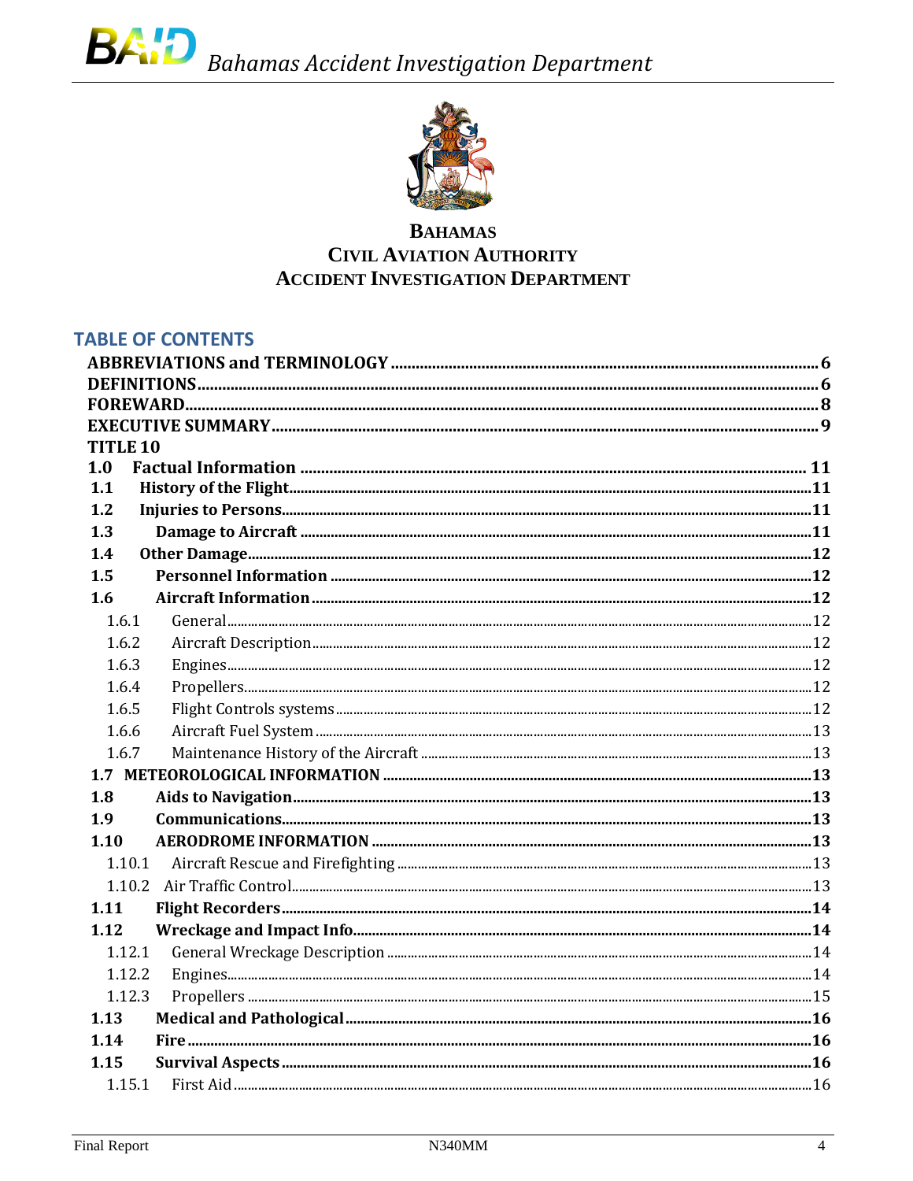**BAHAMAS**
**CIVIL AVIATION AUTHORITY**
**ACCIDENT INVESTIGATION DEPARTMENT**

## TABLE OF CONTENTS

**ABBREVIATIONS and TERMINOLOGY** ..... 6
**DEFINITIONS** ..... 6
**FOREWARD** ..... 8
**EXECUTIVE SUMMARY** ..... 9
**TITLE 10**
**1.0 Factual Information** ..... 11
**1.1 History of the Flight** ..... 11
**1.2 Injuries to Persons** ..... 11
**1.3 Damage to Aircraft** ..... 11
**1.4 Other Damage** ..... 12
**1.5 Personnel Information** ..... 12
**1.6 Aircraft Information** ..... 12
- 1.6.1 General ..... 12
- 1.6.2 Aircraft Description ..... 12
- 1.6.3 Engines ..... 12
- 1.6.4 Propellers ..... 12
- 1.6.5 Flight Controls systems ..... 12
- 1.6.6 Aircraft Fuel System ..... 13
- 1.6.7 Maintenance History of the Aircraft ..... 13

**1.7 METEOROLOGICAL INFORMATION** ..... 13
**1.8 Aids to Navigation** ..... 13
**1.9 Communications** ..... 13
**1.10 AERODROME INFORMATION** ..... 13
- 1.10.1 Aircraft Rescue and Firefighting ..... 13
- 1.10.2 Air Traffic Control ..... 13

**1.11 Flight Recorders** ..... 14
**1.12 Wreckage and Impact Info** ..... 14
- 1.12.1 General Wreckage Description ..... 14
- 1.12.2 Engines ..... 14
- 1.12.3 Propellers ..... 15

**1.13 Medical and Pathological** ..... 16
**1.14 Fire** ..... 16
**1.15 Survival Aspects** ..... 16
- 1.15.1 First Aid ..... 16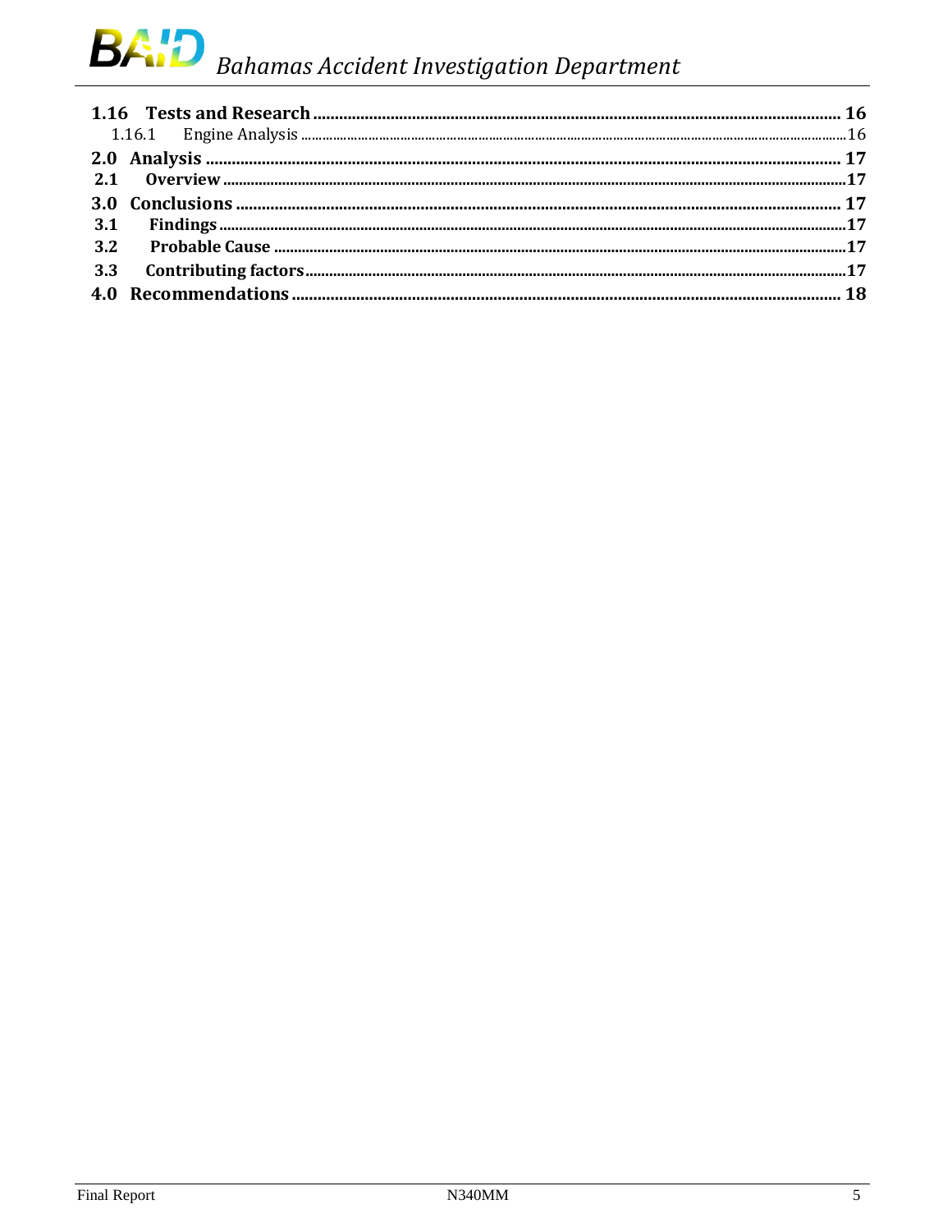**1.16 Tests and Research** ........................................................................................................ 16

1.16.1 Engine Analysis ........................................................................................................ 16

**2.0 Analysis** ........................................................................................................ 17

**2.1 Overview** ........................................................................................................ 17

**3.0 Conclusions** ........................................................................................................ 17

**3.1 Findings** ........................................................................................................ 17

**3.2 Probable Cause** ........................................................................................................ 17

**3.3 Contributing factors** ........................................................................................................ 17

**4.0 Recommendations** ........................................................................................................ 18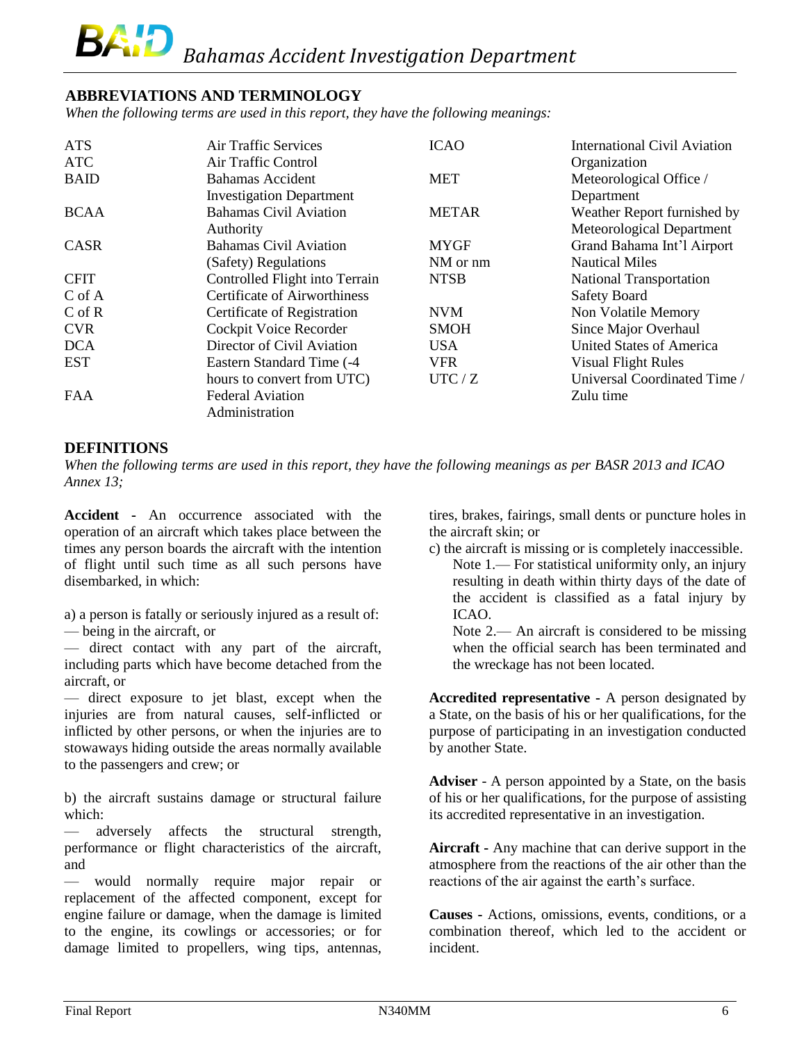## ABBREVIATIONS AND TERMINOLOGY

*When the following terms are used in this report, they have the following meanings:*

| | | | |
|---|---|---|---|
| ATS | Air Traffic Services | ICAO | International Civil Aviation Organization |
| ATC | Air Traffic Control | | |
| BAID | Bahamas Accident Investigation Department | MET | Meteorological Office / Department |
| BCAA | Bahamas Civil Aviation Authority | METAR | Weather Report furnished by Meteorological Department |
| CASR | Bahamas Civil Aviation (Safety) Regulations | MYGF | Grand Bahama Int'l Airport |
| | | NM or nm | Nautical Miles |
| CFIT | Controlled Flight into Terrain | NTSB | National Transportation Safety Board |
| C of A | Certificate of Airworthiness | | |
| C of R | Certificate of Registration | NVM | Non Volatile Memory |
| CVR | Cockpit Voice Recorder | SMOH | Since Major Overhaul |
| DCA | Director of Civil Aviation | USA | United States of America |
| EST | Eastern Standard Time (-4 hours to convert from UTC) | VFR | Visual Flight Rules |
| | | UTC / Z | Universal Coordinated Time / Zulu time |
| FAA | Federal Aviation Administration | | |

## DEFINITIONS

*When the following terms are used in this report, they have the following meanings as per BASR 2013 and ICAO Annex 13;*

**Accident -** An occurrence associated with the operation of an aircraft which takes place between the times any person boards the aircraft with the intention of flight until such time as all such persons have disembarked, in which:

a) a person is fatally or seriously injured as a result of:
— being in the aircraft, or
— direct contact with any part of the aircraft, including parts which have become detached from the aircraft, or
— direct exposure to jet blast, except when the injuries are from natural causes, self-inflicted or inflicted by other persons, or when the injuries are to stowaways hiding outside the areas normally available to the passengers and crew; or

b) the aircraft sustains damage or structural failure which:
— adversely affects the structural strength, performance or flight characteristics of the aircraft, and
— would normally require major repair or replacement of the affected component, except for engine failure or damage, when the damage is limited to the engine, its cowlings or accessories; or for damage limited to propellers, wing tips, antennas, tires, brakes, fairings, small dents or puncture holes in the aircraft skin; or

c) the aircraft is missing or is completely inaccessible.
Note 1.— For statistical uniformity only, an injury resulting in death within thirty days of the date of the accident is classified as a fatal injury by ICAO.
Note 2.— An aircraft is considered to be missing when the official search has been terminated and the wreckage has not been located.

**Accredited representative** - A person designated by a State, on the basis of his or her qualifications, for the purpose of participating in an investigation conducted by another State.

**Adviser** - A person appointed by a State, on the basis of his or her qualifications, for the purpose of assisting its accredited representative in an investigation.

**Aircraft -** Any machine that can derive support in the atmosphere from the reactions of the air other than the reactions of the air against the earth's surface.

**Causes -** Actions, omissions, events, conditions, or a combination thereof, which led to the accident or incident.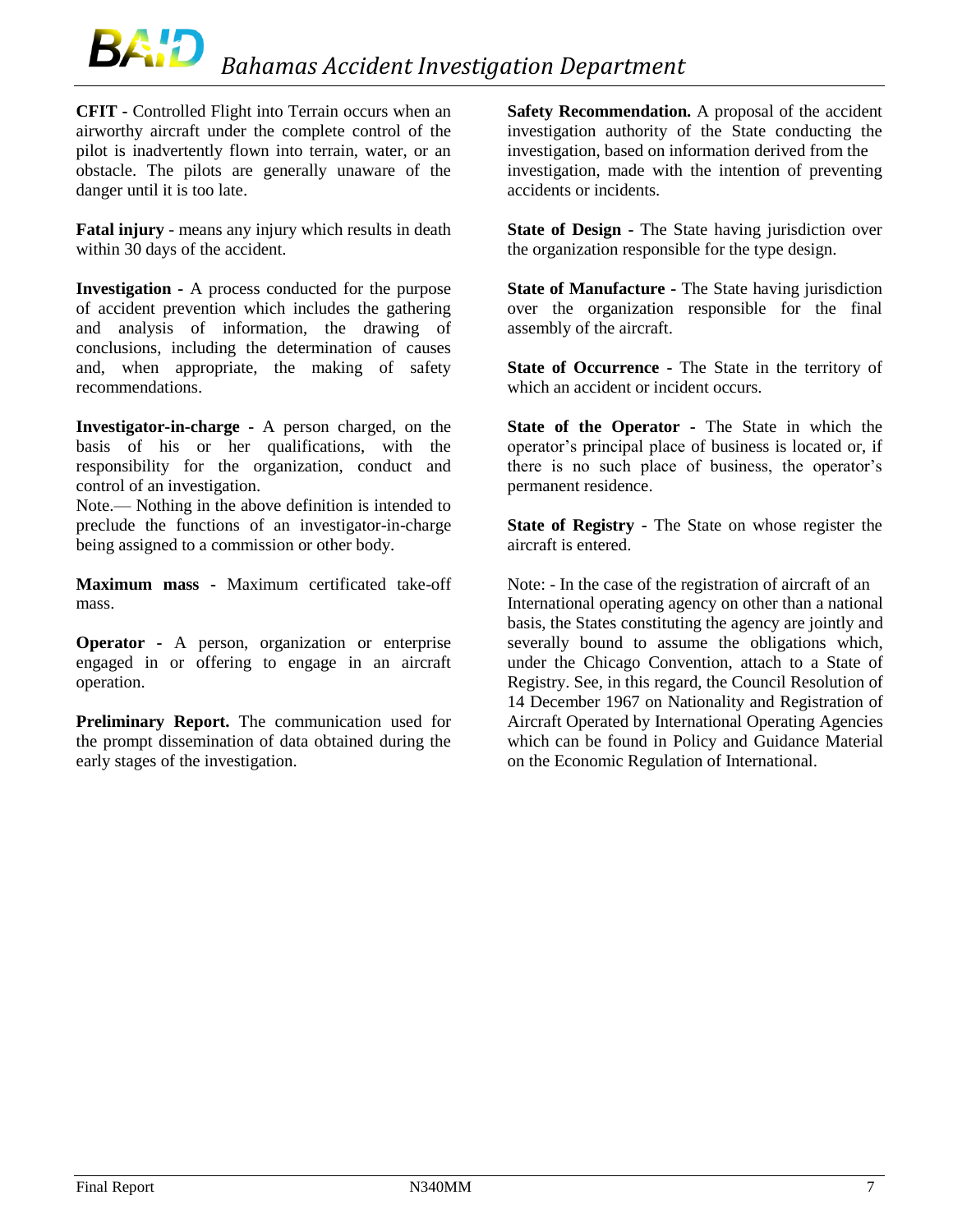**CFIT -** Controlled Flight into Terrain occurs when an airworthy aircraft under the complete control of the pilot is inadvertently flown into terrain, water, or an obstacle. The pilots are generally unaware of the danger until it is too late.

**Fatal injury** - means any injury which results in death within 30 days of the accident.

**Investigation -** A process conducted for the purpose of accident prevention which includes the gathering and analysis of information, the drawing of conclusions, including the determination of causes and, when appropriate, the making of safety recommendations.

**Investigator-in-charge -** A person charged, on the basis of his or her qualifications, with the responsibility for the organization, conduct and control of an investigation.
Note.— Nothing in the above definition is intended to preclude the functions of an investigator-in-charge being assigned to a commission or other body.

**Maximum mass -** Maximum certificated take-off mass.

**Operator -** A person, organization or enterprise engaged in or offering to engage in an aircraft operation.

**Preliminary Report.** The communication used for the prompt dissemination of data obtained during the early stages of the investigation.

**Safety Recommendation.** A proposal of the accident investigation authority of the State conducting the investigation, based on information derived from the investigation, made with the intention of preventing accidents or incidents.

**State of Design -** The State having jurisdiction over the organization responsible for the type design.

**State of Manufacture -** The State having jurisdiction over the organization responsible for the final assembly of the aircraft.

**State of Occurrence -** The State in the territory of which an accident or incident occurs.

**State of the Operator -** The State in which the operator's principal place of business is located or, if there is no such place of business, the operator's permanent residence.

**State of Registry -** The State on whose register the aircraft is entered.

Note: - In the case of the registration of aircraft of an International operating agency on other than a national basis, the States constituting the agency are jointly and severally bound to assume the obligations which, under the Chicago Convention, attach to a State of Registry. See, in this regard, the Council Resolution of 14 December 1967 on Nationality and Registration of Aircraft Operated by International Operating Agencies which can be found in Policy and Guidance Material on the Economic Regulation of International.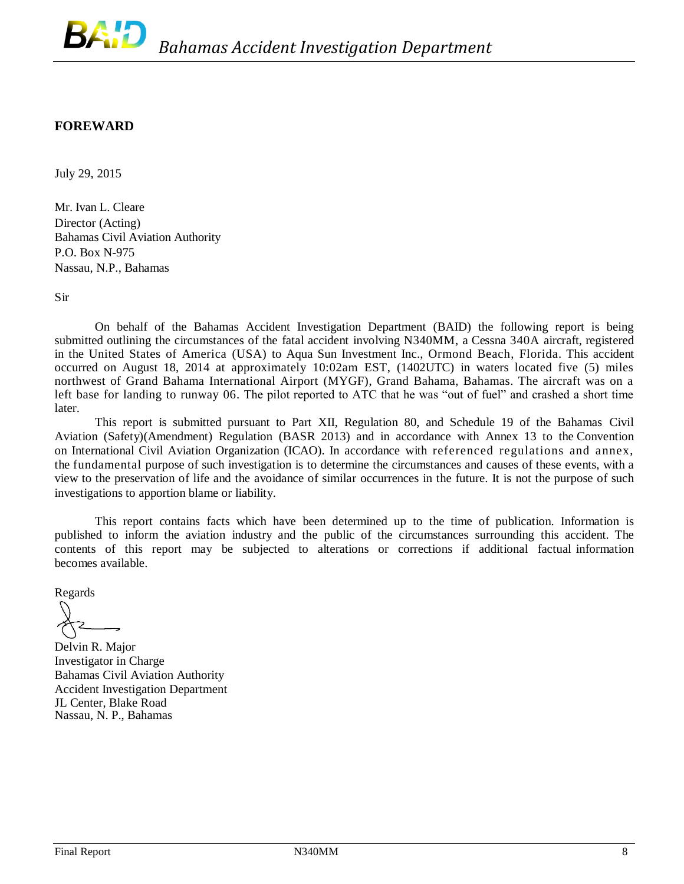## FOREWARD

July 29, 2015

Mr. Ivan L. Cleare  
Director (Acting)  
Bahamas Civil Aviation Authority  
P.O. Box N-975  
Nassau, N.P., Bahamas

Sir

On behalf of the Bahamas Accident Investigation Department (BAID) the following report is being submitted outlining the circumstances of the fatal accident involving N340MM, a Cessna 340A aircraft, registered in the United States of America (USA) to Aqua Sun Investment Inc., Ormond Beach, Florida. This accident occurred on August 18, 2014 at approximately 10:02am EST, (1402UTC) in waters located five (5) miles northwest of Grand Bahama International Airport (MYGF), Grand Bahama, Bahamas. The aircraft was on a left base for landing to runway 06. The pilot reported to ATC that he was "out of fuel" and crashed a short time later.

This report is submitted pursuant to Part XII, Regulation 80, and Schedule 19 of the Bahamas Civil Aviation (Safety)(Amendment) Regulation (BASR 2013) and in accordance with Annex 13 to the Convention on International Civil Aviation Organization (ICAO). In accordance with referenced regulations and annex, the fundamental purpose of such investigation is to determine the circumstances and causes of these events, with a view to the preservation of life and the avoidance of similar occurrences in the future. It is not the purpose of such investigations to apportion blame or liability.

This report contains facts which have been determined up to the time of publication. Information is published to inform the aviation industry and the public of the circumstances surrounding this accident. The contents of this report may be subjected to alterations or corrections if additional factual information becomes available.

Regards

Delvin R. Major  
Investigator in Charge  
Bahamas Civil Aviation Authority  
Accident Investigation Department  
JL Center, Blake Road  
Nassau, N. P., Bahamas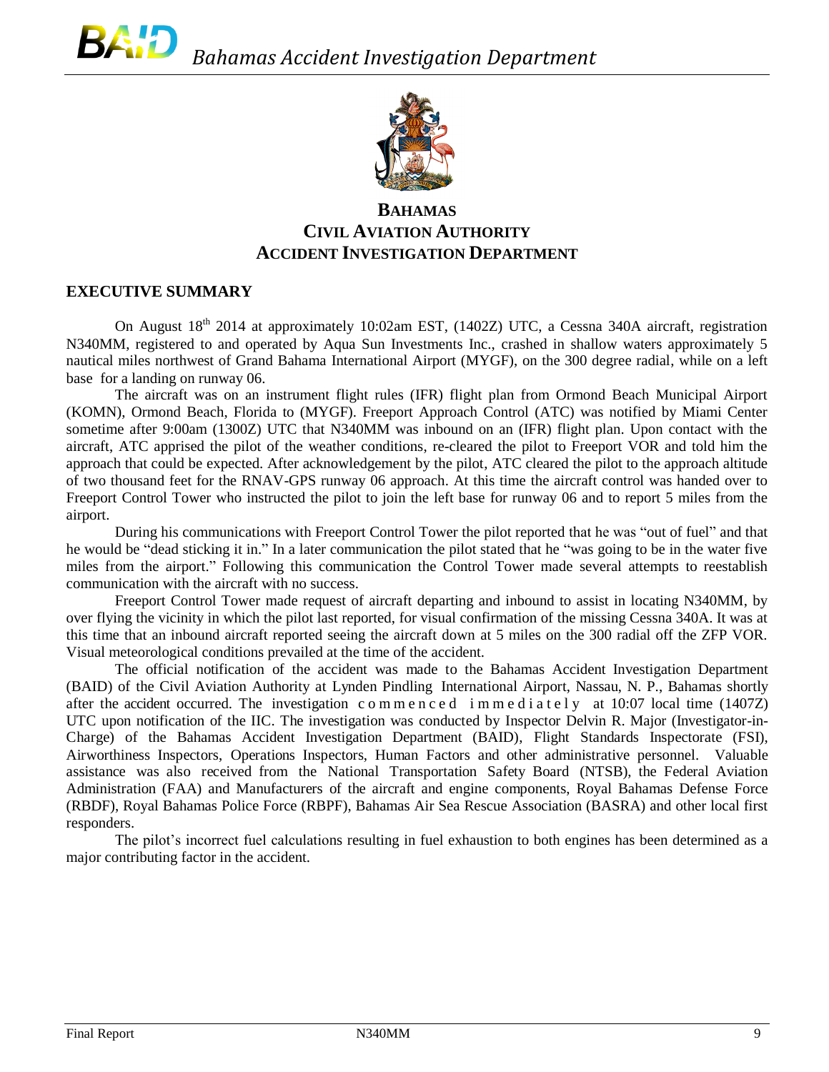# BAHAMAS CIVIL AVIATION AUTHORITY ACCIDENT INVESTIGATION DEPARTMENT

## EXECUTIVE SUMMARY

On August 18th 2014 at approximately 10:02am EST, (1402Z) UTC, a Cessna 340A aircraft, registration N340MM, registered to and operated by Aqua Sun Investments Inc., crashed in shallow waters approximately 5 nautical miles northwest of Grand Bahama International Airport (MYGF), on the 300 degree radial, while on a left base for a landing on runway 06.

The aircraft was on an instrument flight rules (IFR) flight plan from Ormond Beach Municipal Airport (KOMN), Ormond Beach, Florida to (MYGF). Freeport Approach Control (ATC) was notified by Miami Center sometime after 9:00am (1300Z) UTC that N340MM was inbound on an (IFR) flight plan. Upon contact with the aircraft, ATC apprised the pilot of the weather conditions, re-cleared the pilot to Freeport VOR and told him the approach that could be expected. After acknowledgement by the pilot, ATC cleared the pilot to the approach altitude of two thousand feet for the RNAV-GPS runway 06 approach. At this time the aircraft control was handed over to Freeport Control Tower who instructed the pilot to join the left base for runway 06 and to report 5 miles from the airport.

During his communications with Freeport Control Tower the pilot reported that he was "out of fuel" and that he would be "dead sticking it in." In a later communication the pilot stated that he "was going to be in the water five miles from the airport." Following this communication the Control Tower made several attempts to reestablish communication with the aircraft with no success.

Freeport Control Tower made request of aircraft departing and inbound to assist in locating N340MM, by over flying the vicinity in which the pilot last reported, for visual confirmation of the missing Cessna 340A. It was at this time that an inbound aircraft reported seeing the aircraft down at 5 miles on the 300 radial off the ZFP VOR. Visual meteorological conditions prevailed at the time of the accident.

The official notification of the accident was made to the Bahamas Accident Investigation Department (BAID) of the Civil Aviation Authority at Lynden Pindling International Airport, Nassau, N. P., Bahamas shortly after the accident occurred. The investigation commenced immediately at 10:07 local time (1407Z) UTC upon notification of the IIC. The investigation was conducted by Inspector Delvin R. Major (Investigator-in-Charge) of the Bahamas Accident Investigation Department (BAID), Flight Standards Inspectorate (FSI), Airworthiness Inspectors, Operations Inspectors, Human Factors and other administrative personnel. Valuable assistance was also received from the National Transportation Safety Board (NTSB), the Federal Aviation Administration (FAA) and Manufacturers of the aircraft and engine components, Royal Bahamas Defense Force (RBDF), Royal Bahamas Police Force (RBPF), Bahamas Air Sea Rescue Association (BASRA) and other local first responders.

The pilot's incorrect fuel calculations resulting in fuel exhaustion to both engines has been determined as a major contributing factor in the accident.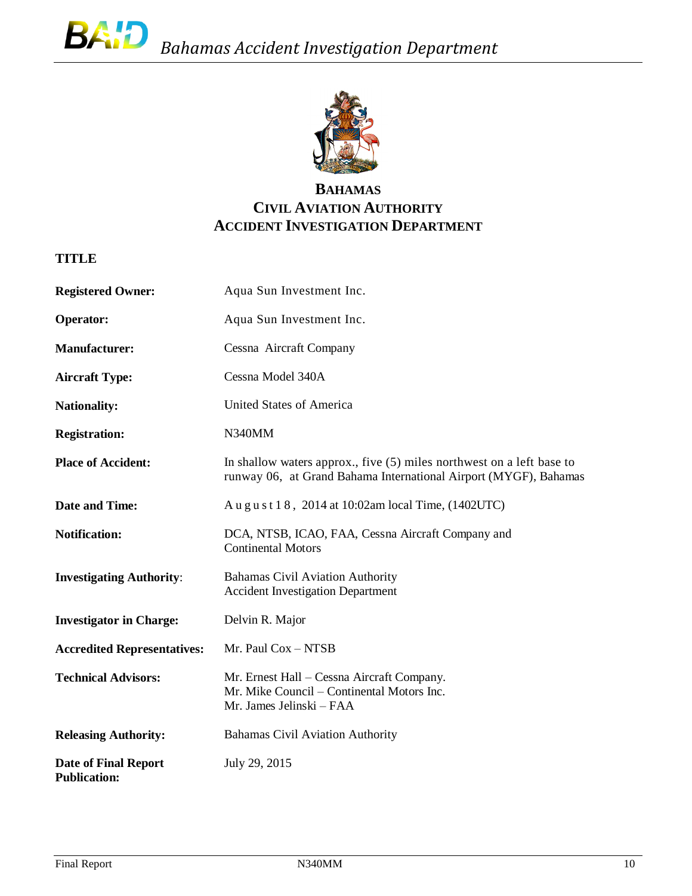**BAHAMAS**
**CIVIL AVIATION AUTHORITY**
**ACCIDENT INVESTIGATION DEPARTMENT**

## TITLE

| | |
|---|---|
| **Registered Owner:** | Aqua Sun Investment Inc. |
| **Operator:** | Aqua Sun Investment Inc. |
| **Manufacturer:** | Cessna Aircraft Company |
| **Aircraft Type:** | Cessna Model 340A |
| **Nationality:** | United States of America |
| **Registration:** | N340MM |
| **Place of Accident:** | In shallow waters approx., five (5) miles northwest on a left base to runway 06, at Grand Bahama International Airport (MYGF), Bahamas |
| **Date and Time:** | August 18, 2014 at 10:02am local Time, (1402UTC) |
| **Notification:** | DCA, NTSB, ICAO, FAA, Cessna Aircraft Company and Continental Motors |
| **Investigating Authority:** | Bahamas Civil Aviation Authority Accident Investigation Department |
| **Investigator in Charge:** | Delvin R. Major |
| **Accredited Representatives:** | Mr. Paul Cox – NTSB |
| **Technical Advisors:** | Mr. Ernest Hall – Cessna Aircraft Company.<br>Mr. Mike Council – Continental Motors Inc.<br>Mr. James Jelinski – FAA |
| **Releasing Authority:** | Bahamas Civil Aviation Authority |
| **Date of Final Report Publication:** | July 29, 2015 |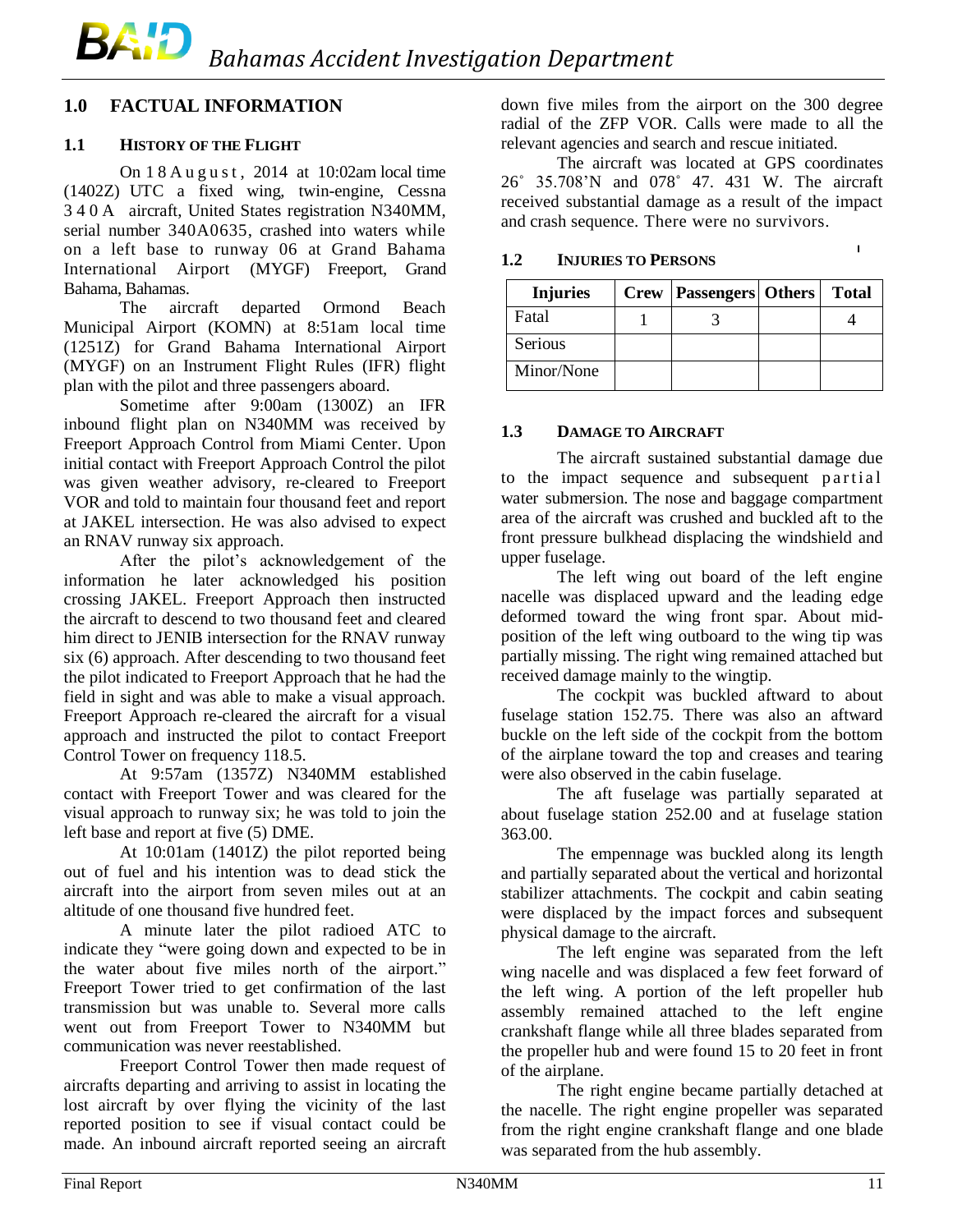## 1.0 FACTUAL INFORMATION

### 1.1 HISTORY OF THE FLIGHT

On 18 August, 2014 at 10:02am local time (1402Z) UTC a fixed wing, twin-engine, Cessna 340A aircraft, United States registration N340MM, serial number 340A0635, crashed into waters while on a left base to runway 06 at Grand Bahama International Airport (MYGF) Freeport, Grand Bahama, Bahamas.

The aircraft departed Ormond Beach Municipal Airport (KOMN) at 8:51am local time (1251Z) for Grand Bahama International Airport (MYGF) on an Instrument Flight Rules (IFR) flight plan with the pilot and three passengers aboard.

Sometime after 9:00am (1300Z) an IFR inbound flight plan on N340MM was received by Freeport Approach Control from Miami Center. Upon initial contact with Freeport Approach Control the pilot was given weather advisory, re-cleared to Freeport VOR and told to maintain four thousand feet and report at JAKEL intersection. He was also advised to expect an RNAV runway six approach.

After the pilot's acknowledgement of the information he later acknowledged his position crossing JAKEL. Freeport Approach then instructed the aircraft to descend to two thousand feet and cleared him direct to JENIB intersection for the RNAV runway six (6) approach. After descending to two thousand feet the pilot indicated to Freeport Approach that he had the field in sight and was able to make a visual approach. Freeport Approach re-cleared the aircraft for a visual approach and instructed the pilot to contact Freeport Control Tower on frequency 118.5.

At 9:57am (1357Z) N340MM established contact with Freeport Tower and was cleared for the visual approach to runway six; he was told to join the left base and report at five (5) DME.

At 10:01am (1401Z) the pilot reported being out of fuel and his intention was to dead stick the aircraft into the airport from seven miles out at an altitude of one thousand five hundred feet.

A minute later the pilot radioed ATC to indicate they "were going down and expected to be in the water about five miles north of the airport." Freeport Tower tried to get confirmation of the last transmission but was unable to. Several more calls went out from Freeport Tower to N340MM but communication was never reestablished.

Freeport Control Tower then made request of aircrafts departing and arriving to assist in locating the lost aircraft by over flying the vicinity of the last reported position to see if visual contact could be made. An inbound aircraft reported seeing an aircraft down five miles from the airport on the 300 degree radial of the ZFP VOR. Calls were made to all the relevant agencies and search and rescue initiated.

The aircraft was located at GPS coordinates 26° 35.708'N and 078° 47. 431 W. The aircraft received substantial damage as a result of the impact and crash sequence. There were no survivors.

### 1.2 INJURIES TO PERSONS

| Injuries | Crew | Passengers | Others | Total |
|---|---|---|---|---|
| Fatal | 1 | 3 | | 4 |
| Serious | | | | |
| Minor/None | | | | |

### 1.3 DAMAGE TO AIRCRAFT

The aircraft sustained substantial damage due to the impact sequence and subsequent partial water submersion. The nose and baggage compartment area of the aircraft was crushed and buckled aft to the front pressure bulkhead displacing the windshield and upper fuselage.

The left wing out board of the left engine nacelle was displaced upward and the leading edge deformed toward the wing front spar. About mid-position of the left wing outboard to the wing tip was partially missing. The right wing remained attached but received damage mainly to the wingtip.

The cockpit was buckled aftward to about fuselage station 152.75. There was also an aftward buckle on the left side of the cockpit from the bottom of the airplane toward the top and creases and tearing were also observed in the cabin fuselage.

The aft fuselage was partially separated at about fuselage station 252.00 and at fuselage station 363.00.

The empennage was buckled along its length and partially separated about the vertical and horizontal stabilizer attachments. The cockpit and cabin seating were displaced by the impact forces and subsequent physical damage to the aircraft.

The left engine was separated from the left wing nacelle and was displaced a few feet forward of the left wing. A portion of the left propeller hub assembly remained attached to the left engine crankshaft flange while all three blades separated from the propeller hub and were found 15 to 20 feet in front of the airplane.

The right engine became partially detached at the nacelle. The right engine propeller was separated from the right engine crankshaft flange and one blade was separated from the hub assembly.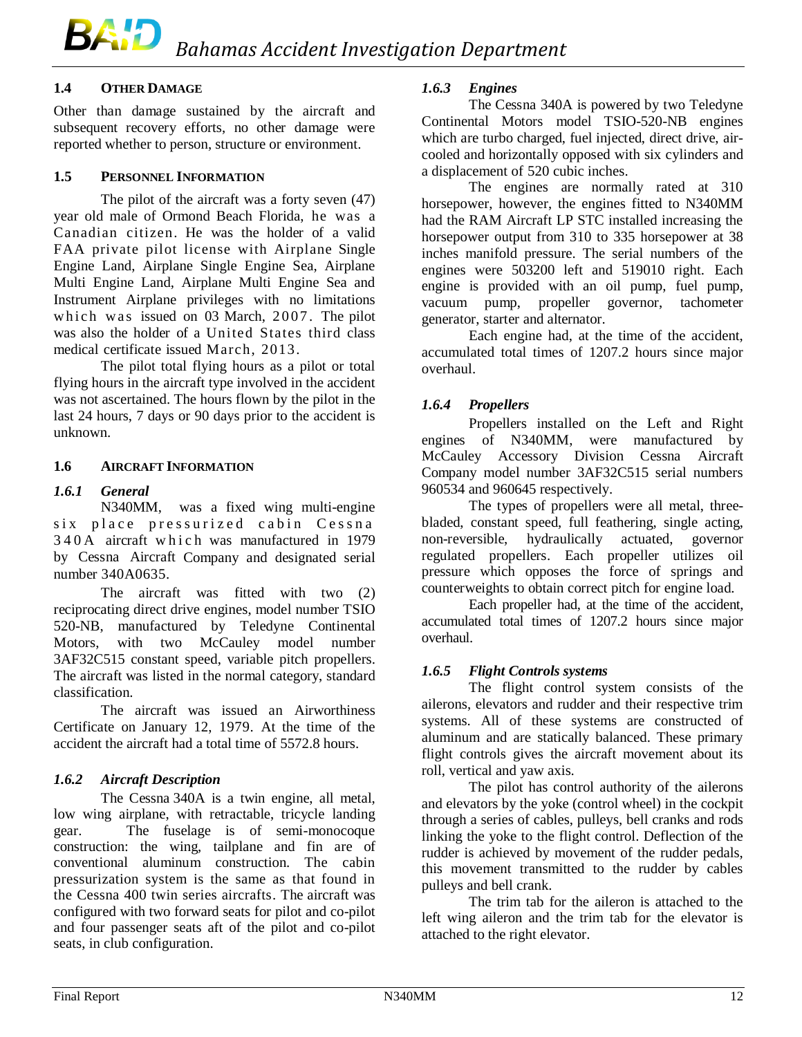### 1.4 OTHER DAMAGE

Other than damage sustained by the aircraft and subsequent recovery efforts, no other damage were reported whether to person, structure or environment.

### 1.5 PERSONNEL INFORMATION

The pilot of the aircraft was a forty seven (47) year old male of Ormond Beach Florida, he was a Canadian citizen. He was the holder of a valid FAA private pilot license with Airplane Single Engine Land, Airplane Single Engine Sea, Airplane Multi Engine Land, Airplane Multi Engine Sea and Instrument Airplane privileges with no limitations which was issued on 03 March, 2007. The pilot was also the holder of a United States third class medical certificate issued March, 2013.

The pilot total flying hours as a pilot or total flying hours in the aircraft type involved in the accident was not ascertained. The hours flown by the pilot in the last 24 hours, 7 days or 90 days prior to the accident is unknown.

### 1.6 AIRCRAFT INFORMATION

#### *1.6.1 General*

N340MM, was a fixed wing multi-engine six place pressurized cabin Cessna 340A aircraft which was manufactured in 1979 by Cessna Aircraft Company and designated serial number 340A0635.

The aircraft was fitted with two (2) reciprocating direct drive engines, model number TSIO 520-NB, manufactured by Teledyne Continental Motors, with two McCauley model number 3AF32C515 constant speed, variable pitch propellers. The aircraft was listed in the normal category, standard classification.

The aircraft was issued an Airworthiness Certificate on January 12, 1979. At the time of the accident the aircraft had a total time of 5572.8 hours.

#### *1.6.2 Aircraft Description*

The Cessna 340A is a twin engine, all metal, low wing airplane, with retractable, tricycle landing gear. The fuselage is of semi-monocoque construction: the wing, tailplane and fin are of conventional aluminum construction. The cabin pressurization system is the same as that found in the Cessna 400 twin series aircrafts. The aircraft was configured with two forward seats for pilot and co-pilot and four passenger seats aft of the pilot and co-pilot seats, in club configuration.

#### *1.6.3 Engines*

The Cessna 340A is powered by two Teledyne Continental Motors model TSIO-520-NB engines which are turbo charged, fuel injected, direct drive, air-cooled and horizontally opposed with six cylinders and a displacement of 520 cubic inches.

The engines are normally rated at 310 horsepower, however, the engines fitted to N340MM had the RAM Aircraft LP STC installed increasing the horsepower output from 310 to 335 horsepower at 38 inches manifold pressure. The serial numbers of the engines were 503200 left and 519010 right. Each engine is provided with an oil pump, fuel pump, vacuum pump, propeller governor, tachometer generator, starter and alternator.

Each engine had, at the time of the accident, accumulated total times of 1207.2 hours since major overhaul.

#### *1.6.4 Propellers*

Propellers installed on the Left and Right engines of N340MM, were manufactured by McCauley Accessory Division Cessna Aircraft Company model number 3AF32C515 serial numbers 960534 and 960645 respectively.

The types of propellers were all metal, three-bladed, constant speed, full feathering, single acting, non-reversible, hydraulically actuated, governor regulated propellers. Each propeller utilizes oil pressure which opposes the force of springs and counterweights to obtain correct pitch for engine load.

Each propeller had, at the time of the accident, accumulated total times of 1207.2 hours since major overhaul.

#### *1.6.5 Flight Controls systems*

The flight control system consists of the ailerons, elevators and rudder and their respective trim systems. All of these systems are constructed of aluminum and are statically balanced. These primary flight controls gives the aircraft movement about its roll, vertical and yaw axis.

The pilot has control authority of the ailerons and elevators by the yoke (control wheel) in the cockpit through a series of cables, pulleys, bell cranks and rods linking the yoke to the flight control. Deflection of the rudder is achieved by movement of the rudder pedals, this movement transmitted to the rudder by cables pulleys and bell crank.

The trim tab for the aileron is attached to the left wing aileron and the trim tab for the elevator is attached to the right elevator.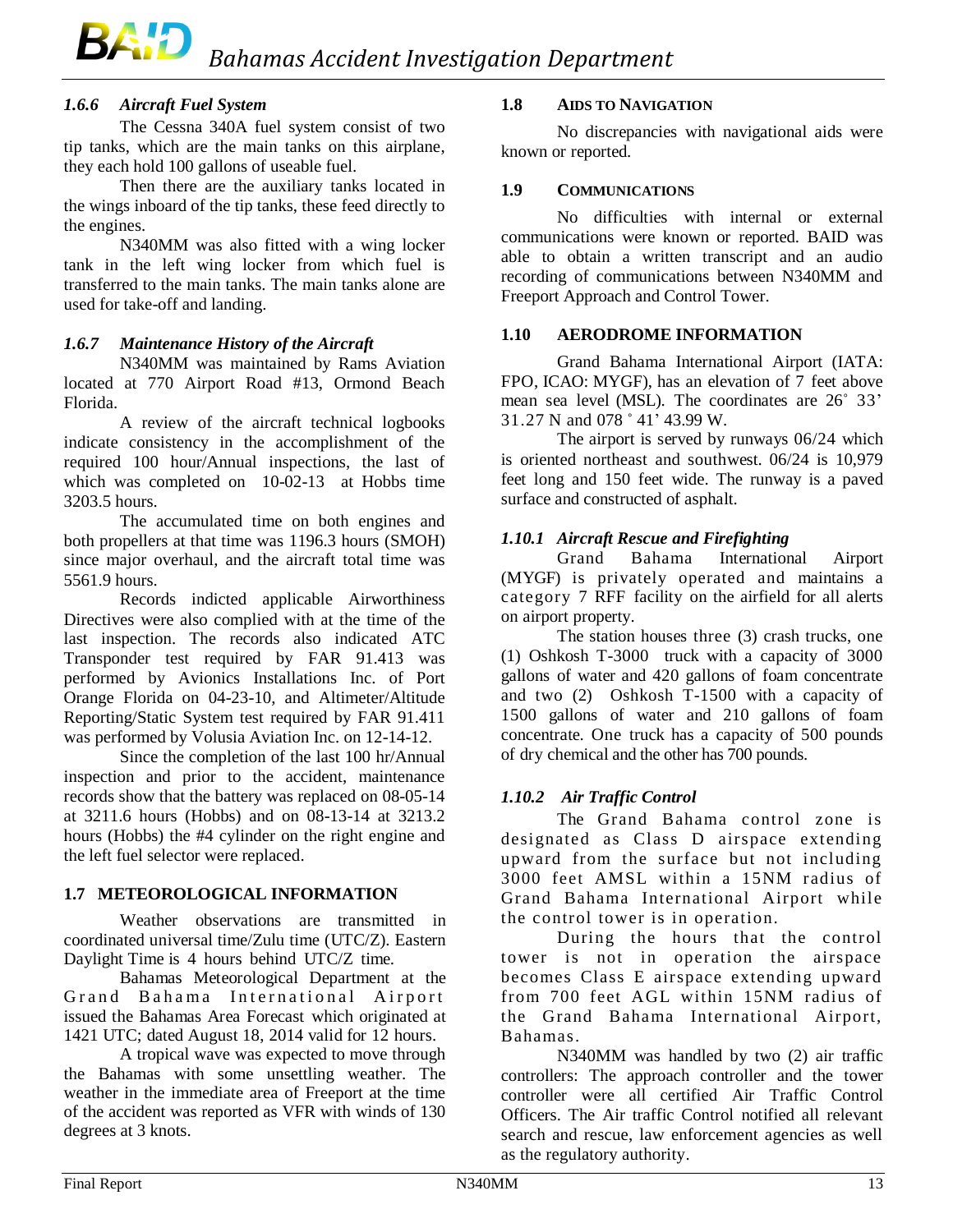### *1.6.6 Aircraft Fuel System*

The Cessna 340A fuel system consist of two tip tanks, which are the main tanks on this airplane, they each hold 100 gallons of useable fuel.

Then there are the auxiliary tanks located in the wings inboard of the tip tanks, these feed directly to the engines.

N340MM was also fitted with a wing locker tank in the left wing locker from which fuel is transferred to the main tanks. The main tanks alone are used for take-off and landing.

### *1.6.7 Maintenance History of the Aircraft*

N340MM was maintained by Rams Aviation located at 770 Airport Road #13, Ormond Beach Florida.

A review of the aircraft technical logbooks indicate consistency in the accomplishment of the required 100 hour/Annual inspections, the last of which was completed on 10-02-13 at Hobbs time 3203.5 hours.

The accumulated time on both engines and both propellers at that time was 1196.3 hours (SMOH) since major overhaul, and the aircraft total time was 5561.9 hours.

Records indicted applicable Airworthiness Directives were also complied with at the time of the last inspection. The records also indicated ATC Transponder test required by FAR 91.413 was performed by Avionics Installations Inc. of Port Orange Florida on 04-23-10, and Altimeter/Altitude Reporting/Static System test required by FAR 91.411 was performed by Volusia Aviation Inc. on 12-14-12.

Since the completion of the last 100 hr/Annual inspection and prior to the accident, maintenance records show that the battery was replaced on 08-05-14 at 3211.6 hours (Hobbs) and on 08-13-14 at 3213.2 hours (Hobbs) the #4 cylinder on the right engine and the left fuel selector were replaced.

## 1.7 METEOROLOGICAL INFORMATION

Weather observations are transmitted in coordinated universal time/Zulu time (UTC/Z). Eastern Daylight Time is 4 hours behind UTC/Z time.

Bahamas Meteorological Department at the Grand Bahama International Airport issued the Bahamas Area Forecast which originated at 1421 UTC; dated August 18, 2014 valid for 12 hours.

A tropical wave was expected to move through the Bahamas with some unsettling weather. The weather in the immediate area of Freeport at the time of the accident was reported as VFR with winds of 130 degrees at 3 knots.

## 1.8 AIDS TO NAVIGATION

No discrepancies with navigational aids were known or reported.

## 1.9 COMMUNICATIONS

No difficulties with internal or external communications were known or reported. BAID was able to obtain a written transcript and an audio recording of communications between N340MM and Freeport Approach and Control Tower.

## 1.10 AERODROME INFORMATION

Grand Bahama International Airport (IATA: FPO, ICAO: MYGF), has an elevation of 7 feet above mean sea level (MSL). The coordinates are 26˚ 33' 31.27 N and 078 ˚ 41' 43.99 W.

The airport is served by runways 06/24 which is oriented northeast and southwest. 06/24 is 10,979 feet long and 150 feet wide. The runway is a paved surface and constructed of asphalt.

### *1.10.1 Aircraft Rescue and Firefighting*

Grand Bahama International Airport (MYGF) is privately operated and maintains a category 7 RFF facility on the airfield for all alerts on airport property.

The station houses three (3) crash trucks, one (1) Oshkosh T-3000 truck with a capacity of 3000 gallons of water and 420 gallons of foam concentrate and two (2) Oshkosh T-1500 with a capacity of 1500 gallons of water and 210 gallons of foam concentrate. One truck has a capacity of 500 pounds of dry chemical and the other has 700 pounds.

### *1.10.2 Air Traffic Control*

The Grand Bahama control zone is designated as Class D airspace extending upward from the surface but not including 3000 feet AMSL within a 15NM radius of Grand Bahama International Airport while the control tower is in operation.

During the hours that the control tower is not in operation the airspace becomes Class E airspace extending upward from 700 feet AGL within 15NM radius of the Grand Bahama International Airport, Bahamas.

N340MM was handled by two (2) air traffic controllers: The approach controller and the tower controller were all certified Air Traffic Control Officers. The Air traffic Control notified all relevant search and rescue, law enforcement agencies as well as the regulatory authority.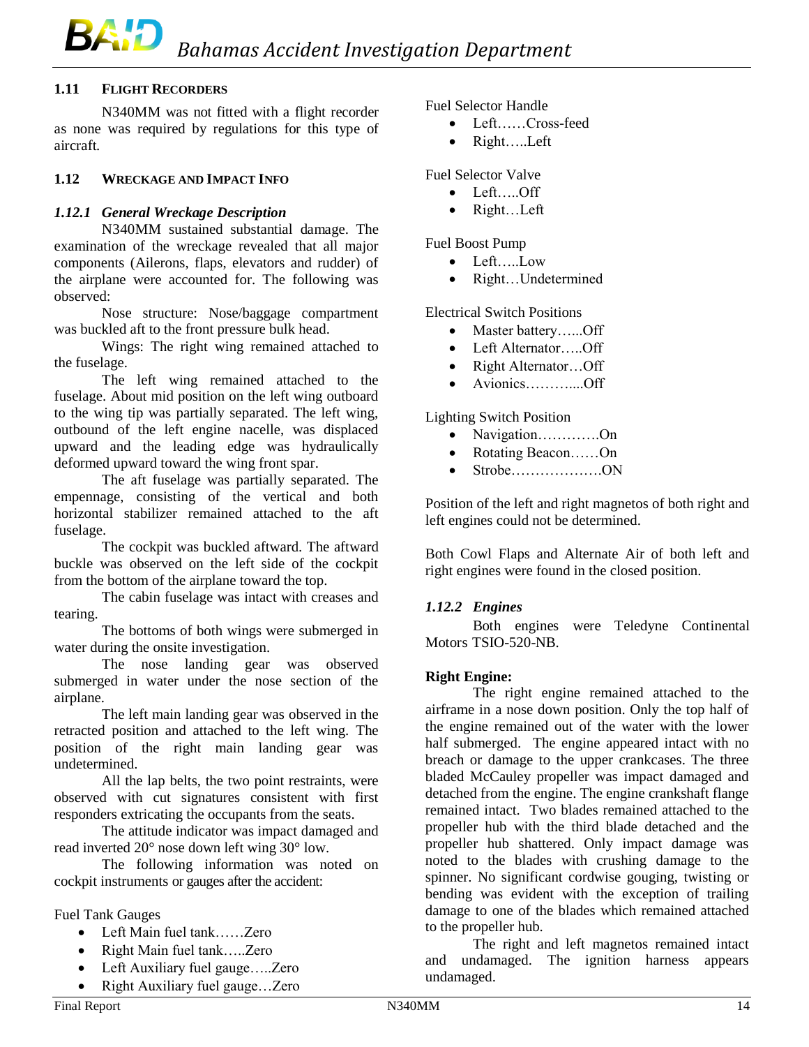## 1.11 Flight Recorders

N340MM was not fitted with a flight recorder as none was required by regulations for this type of aircraft.

## 1.12 Wreckage and Impact Info

### *1.12.1 General Wreckage Description*

N340MM sustained substantial damage. The examination of the wreckage revealed that all major components (Ailerons, flaps, elevators and rudder) of the airplane were accounted for. The following was observed:

Nose structure: Nose/baggage compartment was buckled aft to the front pressure bulk head.

Wings: The right wing remained attached to the fuselage.

The left wing remained attached to the fuselage. About mid position on the left wing outboard to the wing tip was partially separated. The left wing, outbound of the left engine nacelle, was displaced upward and the leading edge was hydraulically deformed upward toward the wing front spar.

The aft fuselage was partially separated. The empennage, consisting of the vertical and both horizontal stabilizer remained attached to the aft fuselage.

The cockpit was buckled afward. The aftward buckle was observed on the left side of the cockpit from the bottom of the airplane toward the top.

The cabin fuselage was intact with creases and tearing.

The bottoms of both wings were submerged in water during the onsite investigation.

The nose landing gear was observed submerged in water under the nose section of the airplane.

The left main landing gear was observed in the retracted position and attached to the left wing. The position of the right main landing gear was undetermined.

All the lap belts, the two point restraints, were observed with cut signatures consistent with first responders extricating the occupants from the seats.

The attitude indicator was impact damaged and read inverted 20° nose down left wing 30° low.

The following information was noted on cockpit instruments or gauges after the accident:

Fuel Tank Gauges

- Left Main fuel tank……Zero
- Right Main fuel tank…..Zero
- Left Auxiliary fuel gauge…..Zero
- Right Auxiliary fuel gauge…Zero

Fuel Selector Handle

- Left……Cross-feed
- Right…..Left

Fuel Selector Valve

- Left…..Off
- Right…Left

Fuel Boost Pump

- Left…..Low
- Right…Undetermined

Electrical Switch Positions

- Master battery…...Off
- Left Alternator…..Off
- Right Alternator…Off
- Avionics………....Off

Lighting Switch Position

- Navigation………….On
- Rotating Beacon……On
- Strobe……………….ON

Position of the left and right magnetos of both right and left engines could not be determined.

Both Cowl Flaps and Alternate Air of both left and right engines were found in the closed position.

### *1.12.2 Engines*

Both engines were Teledyne Continental Motors TSIO-520-NB.

**Right Engine:**

The right engine remained attached to the airframe in a nose down position. Only the top half of the engine remained out of the water with the lower half submerged. The engine appeared intact with no breach or damage to the upper crankcases. The three bladed McCauley propeller was impact damaged and detached from the engine. The engine crankshaft flange remained intact. Two blades remained attached to the propeller hub with the third blade detached and the propeller hub shattered. Only impact damage was noted to the blades with crushing damage to the spinner. No significant cordwise gouging, twisting or bending was evident with the exception of trailing damage to one of the blades which remained attached to the propeller hub.

The right and left magnetos remained intact and undamaged. The ignition harness appears undamaged.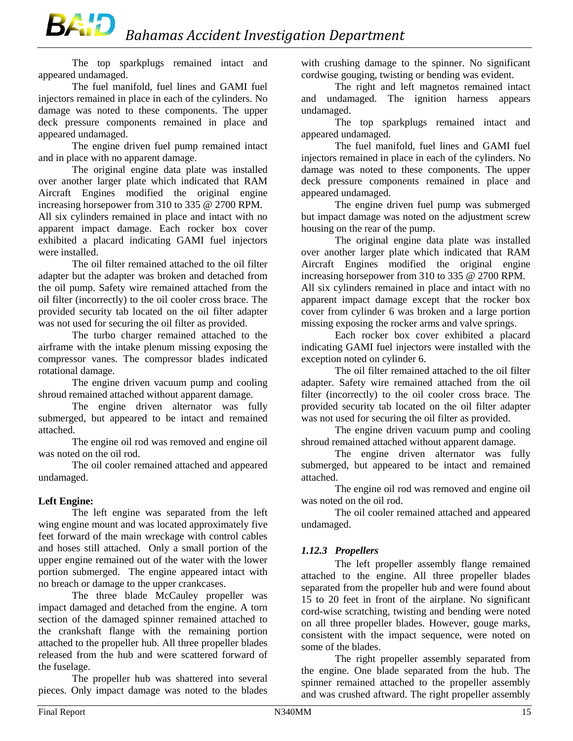The top sparkplugs remained intact and appeared undamaged.

The fuel manifold, fuel lines and GAMI fuel injectors remained in place in each of the cylinders. No damage was noted to these components. The upper deck pressure components remained in place and appeared undamaged.

The engine driven fuel pump remained intact and in place with no apparent damage.

The original engine data plate was installed over another larger plate which indicated that RAM Aircraft Engines modified the original engine increasing horsepower from 310 to 335 @ 2700 RPM. All six cylinders remained in place and intact with no apparent impact damage. Each rocker box cover exhibited a placard indicating GAMI fuel injectors were installed.

The oil filter remained attached to the oil filter adapter but the adapter was broken and detached from the oil pump. Safety wire remained attached from the oil filter (incorrectly) to the oil cooler cross brace. The provided security tab located on the oil filter adapter was not used for securing the oil filter as provided.

The turbo charger remained attached to the airframe with the intake plenum missing exposing the compressor vanes. The compressor blades indicated rotational damage.

The engine driven vacuum pump and cooling shroud remained attached without apparent damage.

The engine driven alternator was fully submerged, but appeared to be intact and remained attached.

The engine oil rod was removed and engine oil was noted on the oil rod.

The oil cooler remained attached and appeared undamaged.

**Left Engine:**

The left engine was separated from the left wing engine mount and was located approximately five feet forward of the main wreckage with control cables and hoses still attached. Only a small portion of the upper engine remained out of the water with the lower portion submerged. The engine appeared intact with no breach or damage to the upper crankcases.

The three blade McCauley propeller was impact damaged and detached from the engine. A torn section of the damaged spinner remained attached to the crankshaft flange with the remaining portion attached to the propeller hub. All three propeller blades released from the hub and were scattered forward of the fuselage.

The propeller hub was shattered into several pieces. Only impact damage was noted to the blades with crushing damage to the spinner. No significant cordwise gouging, twisting or bending was evident.

The right and left magnetos remained intact and undamaged. The ignition harness appears undamaged.

The top sparkplugs remained intact and appeared undamaged.

The fuel manifold, fuel lines and GAMI fuel injectors remained in place in each of the cylinders. No damage was noted to these components. The upper deck pressure components remained in place and appeared undamaged.

The engine driven fuel pump was submerged but impact damage was noted on the adjustment screw housing on the rear of the pump.

The original engine data plate was installed over another larger plate which indicated that RAM Aircraft Engines modified the original engine increasing horsepower from 310 to 335 @ 2700 RPM. All six cylinders remained in place and intact with no apparent impact damage except that the rocker box cover from cylinder 6 was broken and a large portion missing exposing the rocker arms and valve springs.

Each rocker box cover exhibited a placard indicating GAMI fuel injectors were installed with the exception noted on cylinder 6.

The oil filter remained attached to the oil filter adapter. Safety wire remained attached from the oil filter (incorrectly) to the oil cooler cross brace. The provided security tab located on the oil filter adapter was not used for securing the oil filter as provided.

The engine driven vacuum pump and cooling shroud remained attached without apparent damage.

The engine driven alternator was fully submerged, but appeared to be intact and remained attached.

The engine oil rod was removed and engine oil was noted on the oil rod.

The oil cooler remained attached and appeared undamaged.

### *1.12.3 Propellers*

The left propeller assembly flange remained attached to the engine. All three propeller blades separated from the propeller hub and were found about 15 to 20 feet in front of the airplane. No significant cord-wise scratching, twisting and bending were noted on all three propeller blades. However, gouge marks, consistent with the impact sequence, were noted on some of the blades.

The right propeller assembly separated from the engine. One blade separated from the hub. The spinner remained attached to the propeller assembly and was crushed aftward. The right propeller assembly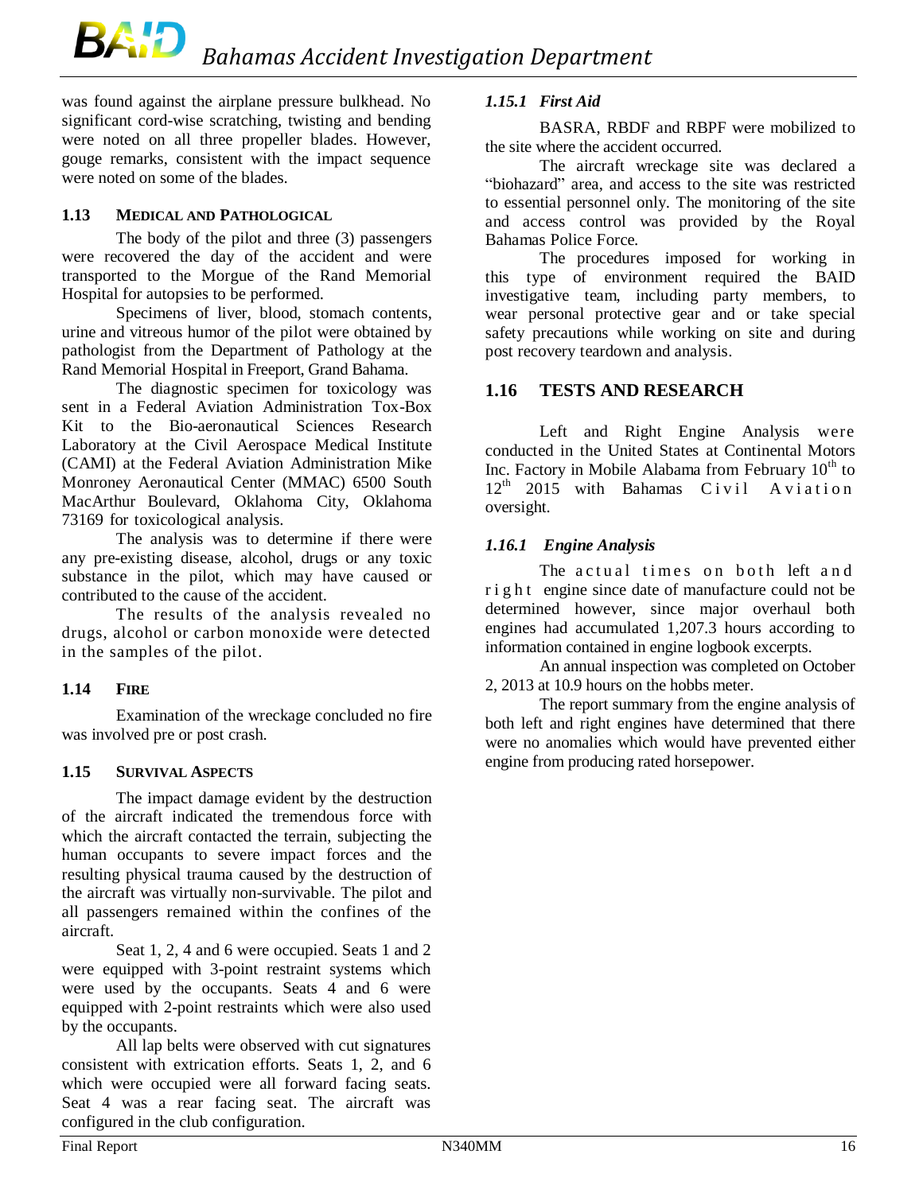was found against the airplane pressure bulkhead. No significant cord-wise scratching, twisting and bending were noted on all three propeller blades. However, gouge remarks, consistent with the impact sequence were noted on some of the blades.

### 1.13 MEDICAL AND PATHOLOGICAL

The body of the pilot and three (3) passengers were recovered the day of the accident and were transported to the Morgue of the Rand Memorial Hospital for autopsies to be performed.

Specimens of liver, blood, stomach contents, urine and vitreous humor of the pilot were obtained by pathologist from the Department of Pathology at the Rand Memorial Hospital in Freeport, Grand Bahama.

The diagnostic specimen for toxicology was sent in a Federal Aviation Administration Tox-Box Kit to the Bio-aeronautical Sciences Research Laboratory at the Civil Aerospace Medical Institute (CAMI) at the Federal Aviation Administration Mike Monroney Aeronautical Center (MMAC) 6500 South MacArthur Boulevard, Oklahoma City, Oklahoma 73169 for toxicological analysis.

The analysis was to determine if there were any pre-existing disease, alcohol, drugs or any toxic substance in the pilot, which may have caused or contributed to the cause of the accident.

The results of the analysis revealed no drugs, alcohol or carbon monoxide were detected in the samples of the pilot.

### 1.14 FIRE

Examination of the wreckage concluded no fire was involved pre or post crash.

### 1.15 SURVIVAL ASPECTS

The impact damage evident by the destruction of the aircraft indicated the tremendous force with which the aircraft contacted the terrain, subjecting the human occupants to severe impact forces and the resulting physical trauma caused by the destruction of the aircraft was virtually non-survivable. The pilot and all passengers remained within the confines of the aircraft.

Seat 1, 2, 4 and 6 were occupied. Seats 1 and 2 were equipped with 3-point restraint systems which were used by the occupants. Seats 4 and 6 were equipped with 2-point restraints which were also used by the occupants.

All lap belts were observed with cut signatures consistent with extrication efforts. Seats 1, 2, and 6 which were occupied were all forward facing seats. Seat 4 was a rear facing seat. The aircraft was configured in the club configuration.

#### *1.15.1 First Aid*

BASRA, RBDF and RBPF were mobilized to the site where the accident occurred.

The aircraft wreckage site was declared a "biohazard" area, and access to the site was restricted to essential personnel only. The monitoring of the site and access control was provided by the Royal Bahamas Police Force.

The procedures imposed for working in this type of environment required the BAID investigative team, including party members, to wear personal protective gear and or take special safety precautions while working on site and during post recovery teardown and analysis.

## 1.16 TESTS AND RESEARCH

Left and Right Engine Analysis were conducted in the United States at Continental Motors Inc. Factory in Mobile Alabama from February 10th to 12th 2015 with Bahamas Civil Aviation oversight.

#### *1.16.1 Engine Analysis*

The actual times on both left and right engine since date of manufacture could not be determined however, since major overhaul both engines had accumulated 1,207.3 hours according to information contained in engine logbook excerpts.

An annual inspection was completed on October 2, 2013 at 10.9 hours on the hobbs meter.

The report summary from the engine analysis of both left and right engines have determined that there were no anomalies which would have prevented either engine from producing rated horsepower.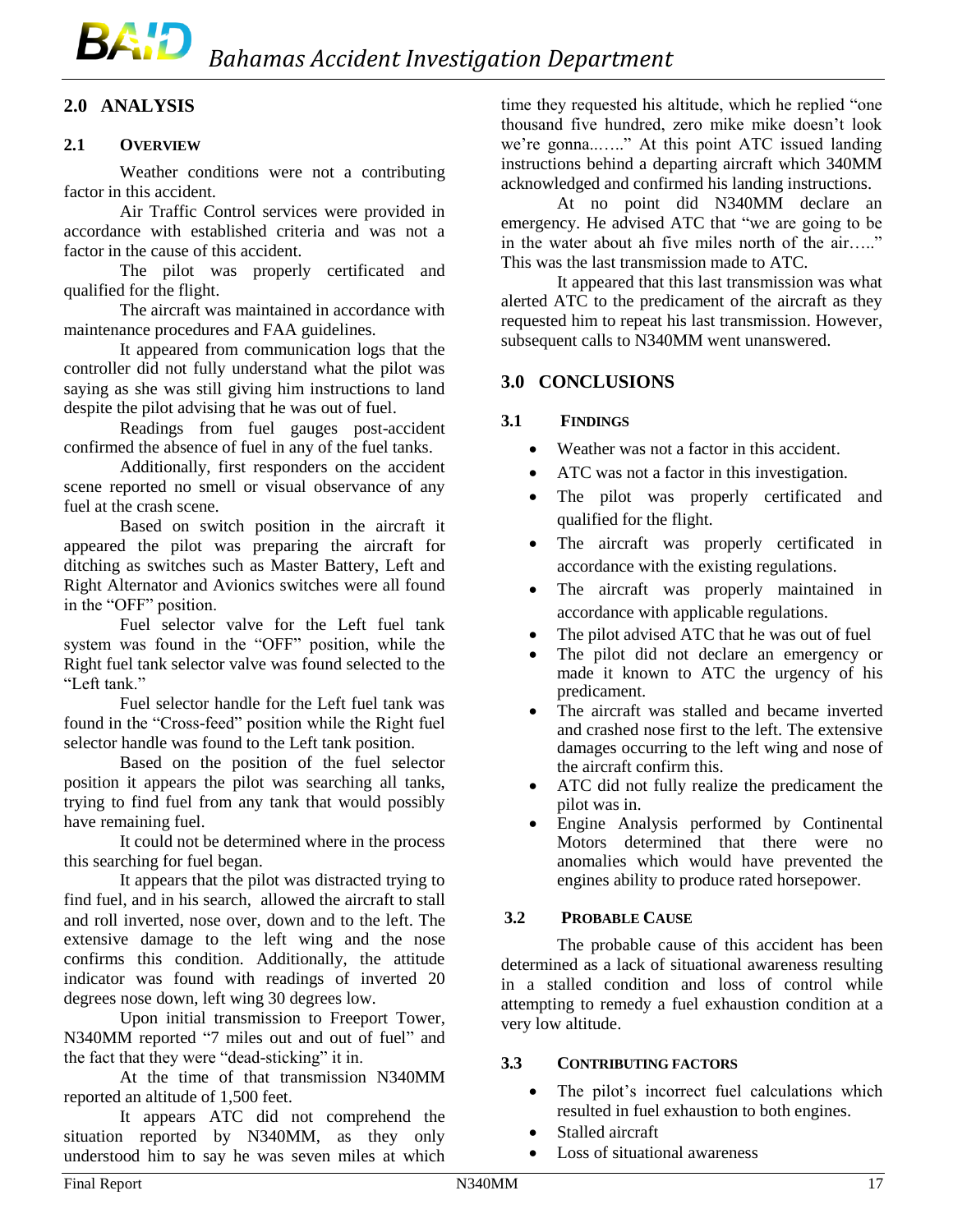## 2.0 ANALYSIS

### 2.1 OVERVIEW

Weather conditions were not a contributing factor in this accident.

Air Traffic Control services were provided in accordance with established criteria and was not a factor in the cause of this accident.

The pilot was properly certificated and qualified for the flight.

The aircraft was maintained in accordance with maintenance procedures and FAA guidelines.

It appeared from communication logs that the controller did not fully understand what the pilot was saying as she was still giving him instructions to land despite the pilot advising that he was out of fuel.

Readings from fuel gauges post-accident confirmed the absence of fuel in any of the fuel tanks.

Additionally, first responders on the accident scene reported no smell or visual observance of any fuel at the crash scene.

Based on switch position in the aircraft it appeared the pilot was preparing the aircraft for ditching as switches such as Master Battery, Left and Right Alternator and Avionics switches were all found in the "OFF" position.

Fuel selector valve for the Left fuel tank system was found in the "OFF" position, while the Right fuel tank selector valve was found selected to the "Left tank."

Fuel selector handle for the Left fuel tank was found in the "Cross-feed" position while the Right fuel selector handle was found to the Left tank position.

Based on the position of the fuel selector position it appears the pilot was searching all tanks, trying to find fuel from any tank that would possibly have remaining fuel.

It could not be determined where in the process this searching for fuel began.

It appears that the pilot was distracted trying to find fuel, and in his search, allowed the aircraft to stall and roll inverted, nose over, down and to the left. The extensive damage to the left wing and the nose confirms this condition. Additionally, the attitude indicator was found with readings of inverted 20 degrees nose down, left wing 30 degrees low.

Upon initial transmission to Freeport Tower, N340MM reported "7 miles out and out of fuel" and the fact that they were "dead-sticking" it in.

At the time of that transmission N340MM reported an altitude of 1,500 feet.

It appears ATC did not comprehend the situation reported by N340MM, as they only understood him to say he was seven miles at which time they requested his altitude, which he replied "one thousand five hundred, zero mike mike doesn't look we're gonna..….." At this point ATC issued landing instructions behind a departing aircraft which 340MM acknowledged and confirmed his landing instructions.

At no point did N340MM declare an emergency. He advised ATC that "we are going to be in the water about ah five miles north of the air….." This was the last transmission made to ATC.

It appeared that this last transmission was what alerted ATC to the predicament of the aircraft as they requested him to repeat his last transmission. However, subsequent calls to N340MM went unanswered.

## 3.0 CONCLUSIONS

### 3.1 FINDINGS

- Weather was not a factor in this accident.
- ATC was not a factor in this investigation.
- The pilot was properly certificated and qualified for the flight.
- The aircraft was properly certificated in accordance with the existing regulations.
- The aircraft was properly maintained in accordance with applicable regulations.
- The pilot advised ATC that he was out of fuel
- The pilot did not declare an emergency or made it known to ATC the urgency of his predicament.
- The aircraft was stalled and became inverted and crashed nose first to the left. The extensive damages occurring to the left wing and nose of the aircraft confirm this.
- ATC did not fully realize the predicament the pilot was in.
- Engine Analysis performed by Continental Motors determined that there were no anomalies which would have prevented the engines ability to produce rated horsepower.

### 3.2 PROBABLE CAUSE

The probable cause of this accident has been determined as a lack of situational awareness resulting in a stalled condition and loss of control while attempting to remedy a fuel exhaustion condition at a very low altitude.

### 3.3 CONTRIBUTING FACTORS

- The pilot's incorrect fuel calculations which resulted in fuel exhaustion to both engines.
- Stalled aircraft
- Loss of situational awareness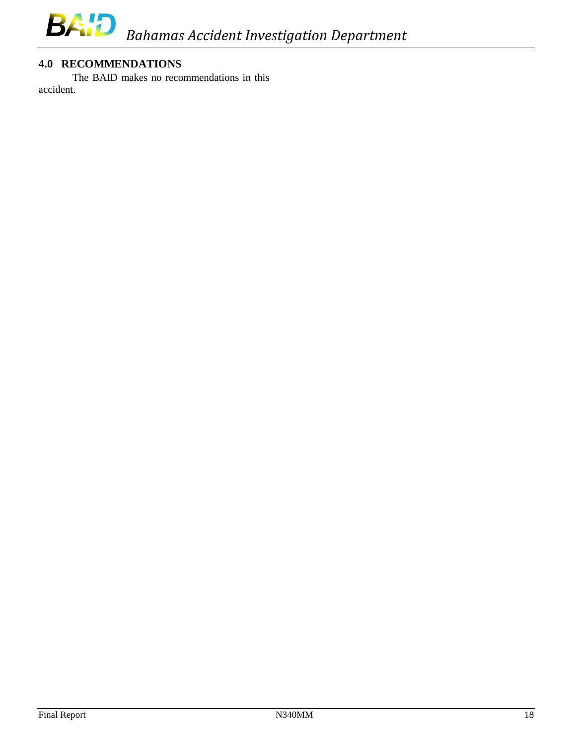## 4.0 RECOMMENDATIONS

The BAID makes no recommendations in this accident.